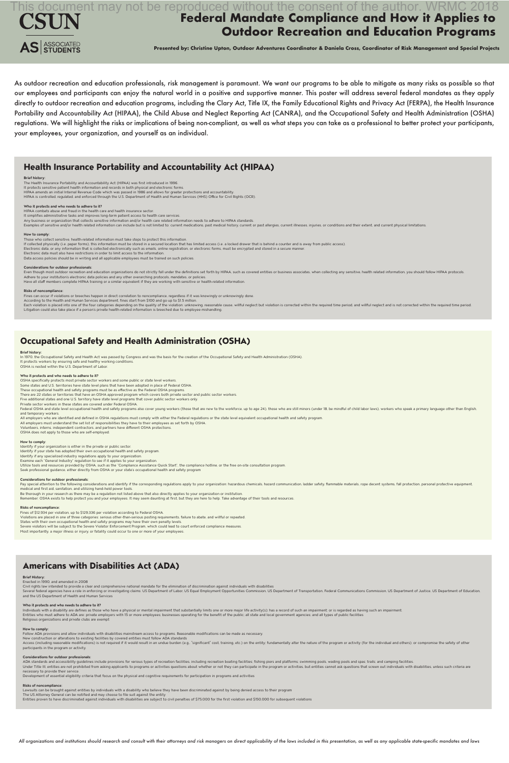This document may not be reproduced without the consent of the author. WRMC 2018

CSUN

AS | ASSOCIATED STUDENTS

# Federal Mandate Compliance and How it Applies to Outdoor Recreation and Education Programs

**Presented by: Christine Upton, Outdoor Adventures Coordinator & Daniela Cross, Coordinator of Risk Management and Special Projects**

As outdoor recreation and education professionals, risk management is paramount. We want our programs to be able to mitigate as many risks as possible so that our employees and participants can enjoy the natural world in a positive and supportive manner. This poster will address several federal mandates as they apply directly to outdoor recreation and education programs, including the Clary Act, Title IX, the Family Educational Rights and Privacy Act (FERPA), the Health Insurance Portability and Accountability Act (HIPAA), the Child Abuse and Neglect Reporting Act (CANRA), and the Occupational Safety and Health Administration (OSHA) regulations. We will highlight the risks or implications of being non-compliant, as well as what steps you can take as a professional to better protect your participants, your employees, your organization, and yourself as an individual.

## Health Insurance Portability and Accountability Act (HIPAA)

**Brief history:**

The Health Insurance Portability and Accountability Act (HIPAA) was first introduced in 1996.
It protects sensitive patient health information and records in both physical and electronic forms.
HIPAA amends an initial Internal Revenue Code which was passed in 1986 and allows for greater protections and accountability.
HIPAA is controlled, regulated, and enforced through the U.S. Department of Health and Human Services (HHS) Office for Civil Rights (OCR).

**Who it protects and who needs to adhere to it?**

HIPAA combats abuse and fraud in the health care and health insurance sector.
It simplifies administrative tasks and improves long-term patient access to health care services.
Any business or organization that collects sensitive information and/or health care related information needs to adhere to HIPAA standards.
Examples of sensitive and/or health related information can include but is not limited to: current medications, past medical history, current or past allergies, current illnesses, injuries, or conditions and their extent, and current physical limitations.

**How to comply:**

Those who collect sensitive, health-related information must take steps to protect this information.
If collected physically (i.e. paper forms), this information must be stored in a secured location that has limited access (i.e. a locked drawer that is behind a counter and is away from public access).
Electronic data, or any information that is collected electronically such as emails, online registration, or electronic forms, must be encrypted and stored in a secure manner.
Electronic data must also have restrictions in order to limit access to the information.
Data access policies should be in writing and all applicable employees must be trained on such policies.

**Considerations for outdoor professionals:**

Even though most outdoor recreation and education organizations do not strictly fall under the definitions set forth by HIPAA, such as covered entities or business associates, when collecting any sensitive, health related information, you should follow HIPAA protocols.
Adhere to your institution's electronic data policies and any other overarching protocols, mandates, or policies.
Have all staff members complete HIPAA training or a similar equivalent if they are working with sensitive or health-related information.

**Risks of noncompliance:**

Fines can occur if violations or breeches happen in direct correlation to noncompliance, regardless if it was knowingly or unknowingly done.
According to the Health and Human Services department, fines start from $100 and go up to $1.5 million.
Each violation is placed into one of the four categories depending on the quality of the violation: unknowing, reasonable cause, willful neglect but violation is corrected within the required time period, and willful neglect and is not corrected within the required time period.
Litigation could also take place if a person's private health-related information is breeched due to employee mishandling.

## Occupational Safety and Health Administration (OSHA)

**Brief history:**

In 1970, the Occupational Safety and Health Act was passed by Congress and was the basis for the creation of the Occupational Safety and Health Administration (OSHA).
It protects workers by ensuring safe and healthy working conditions.
OSHA is nested within the U.S. Department of Labor.

**Who it protects and who needs to adhere to it?**

OSHA specifically protects most private sector workers and some public or state level workers.
Some states and U.S. territories have state level plans that have been adopted in place of Federal OSHA.
These occupational health and safety programs must be as effective as the Federal OSHA programs.
There are 22 states or territories that have an OSHA approved program which covers both private sector and public sector workers.
Five additional states and one U.S. territory have state level programs that cover public sector workers only.
Private sector workers in these states are covered under Federal OSHA.
Federal OSHA and state level occupational health and safety programs also cover young workers (those that are new to the workforce, up to age 24), those who are still minors (under 18, be mindful of child labor laws), workers who speak a primary language other than English, and temporary workers.
All employers who are identified and defined in OSHA regulations must comply with either the Federal regulations or the state level equivalent occupational health and safety program.
All employers must understand the set list of responsibilities they have to their employees as set forth by OSHA.
Volunteers, interns, independent contractors, and partners have different OSHA protections.
OSHA does not apply to those who are self-employed.

**How to comply:**

Identify if your organization is either in the private or public sector.
Identify if your state has adopted their own occupational health and safety program.
Identify if any specialized industry regulations apply to your organization.
Examine each "General Industry" regulation to see if it applies to your organization.
Utilize tools and resources provided by OSHA, such as the "Compliance Assistance Quick Start", the compliance hotline, or the free on-site consultation program.
Seek professional guidance, either directly from OSHA or your state's occupational health and safety program.

**Considerations for outdoor professionals:**

Pay special attention to the following considerations and identify if the corresponding regulations apply to your organization: hazardous chemicals, hazard communication, ladder safety, flammable materials, rope decent systems, fall protection, personal protective equipment, medical and first aid, sanitation, and utilizing hand-held power tools.
Be thorough in your research as there may be a regulation not listed above that also directly applies to your organization or institution.
Remember: OSHA exists to help protect you and your employees. It may seem daunting at first, but they are here to help. Take advantage of their tools and resources.

**Risks of noncompliance:**

Fines of $12,934 per violation, up to $129,336 per violation according to Federal OSHA.
Violations are placed in one of three categories: serious other-than-serious posting requirements, failure to abate, and willful or repeated.
States with their own occupational health and safety programs may have their own penalty levels.
Severe violators will be subject to the Severe Violator Enforcement Program, which could lead to court enforced compliance measures.
Most importantly, a major illness or injury, or fatality could occur to one or more of your employees.

## Americans with Disabilities Act (ADA)

**Brief History:**

Enacted in 1990, and amended in 2008
Civil rights law intended to provide a clear and comprehensive national mandate for the elimination of discrimination against individuals with disabilities
Several federal agencies have a role in enforcing or investigating claims: US Department of Labor, US Equal Employment Opportunities Commission, US Department of Transportation, Federal Communications Commission, US Department of Justice, US Department of Education, and the US Department of Health and Human Services

**Who it protects and who needs to adhere to it?**

Individuals with a disability are defines as those who have a physical or mental impairment that substantially limits one or more major life activity(s); has a record of such an impairment; or is regarded as having such an impairment.
Entities who must adhere to ADA are: private employers with 15 or more employees; businesses operating for the benefit of the public; all state and local government agencies; and all types of public facilities
Religious organizations and private clubs are exempt

**How to comply:**

Follow ADA provisions and allow individuals with disabilities mainstream access to programs. Reasonable modifications can be made as necessary.
New construction or alterations to existing facilities by covered entities must follow ADA standards
Access (including reasonable modifications) is not required if it would result in an undue burden (e.g., "significant" cost, training, etc.) on the entity; fundamentally alter the nature of the program or activity (for the individual and others); or compromise the safety of other participants in the program or activity.

**Considerations for outdoor professionals:**

ADA standards and accessibility guidelines include provisions for various types of recreation facilities, including recreation boating facilities; fishing piers and platforms; swimming pools, wading pools and spas; trails; and camping facilities.
Under Title III, entities are not prohibited from asking applicants to programs or activities questions about whether or not they can participate in the program or activities, but entities cannot ask questions that screen out individuals with disabilities, unless such criteria are necessary to provide their service.
Development of essential eligibility criteria that focus on the physical and cognitive requirements for participation in programs and activities

**Risks of noncompliance:**

Lawsuits can be brought against entities by individuals with a disability who believe they have been discriminated against by being denied access to their program
The US Attorney General can be notified and may choose to file suit against the entity
Entities proven to have discriminated against individuals with disabilities are subject to civil penalties of $75,000 for the first violation and $150,000 for subsequent violations

*All organizations and institutions should research and consult with their attorneys and risk managers on direct applicability of the laws included in this presentation, as well as any applicable state-specific mandates and laws*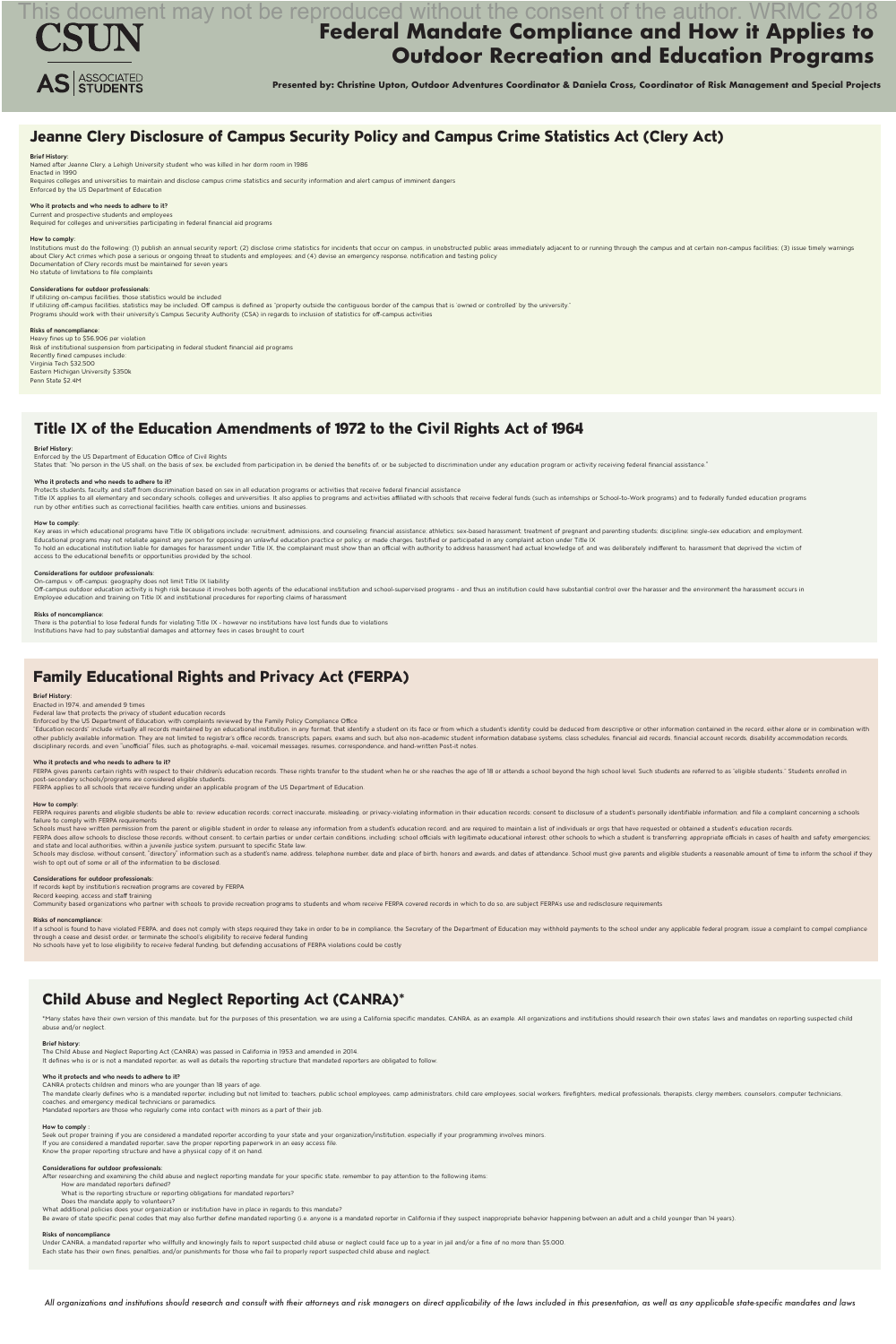This document may not be reproduced without the consent of the author. WRMC 2018

CSUN

AS | ASSOCIATED STUDENTS

# Federal Mandate Compliance and How it Applies to Outdoor Recreation and Education Programs

**Presented by: Christine Upton, Outdoor Adventures Coordinator & Daniela Cross, Coordinator of Risk Management and Special Projects**

## Jeanne Clery Disclosure of Campus Security Policy and Campus Crime Statistics Act (Clery Act)

**Brief History:**
Named after Jeanne Clery, a Lehigh University student who was killed in her dorm room in 1986
Enacted in 1990
Requires colleges and universities to maintain and disclose campus crime statistics and security information and alert campus of imminent dangers
Enforced by the US Department of Education

**Who it protects and who needs to adhere to it?**
Current and prospective students and employees
Required for colleges and universities participating in federal financial aid programs

**How to comply:**
Institutions must do the following: (1) publish an annual security report; (2) disclose crime statistics for incidents that occur on campus, in unobstructed public areas immediately adjacent to or running through the campus and at certain non-campus facilities; (3) issue timely warnings about Clery Act crimes which pose a serious or ongoing threat to students and employees; and (4) devise an emergency response, notification and testing policy
Documentation of Clery records must be maintained for seven years
No statute of limitations to file complaints

**Considerations for outdoor professionals:**
If utilizing on-campus facilities, those statistics would be included
If utilizing off-campus facilities, statistics may be included. Off campus is defined as "property outside the contiguous border of the campus that is 'owned or controlled' by the university."
Programs should work with their university's Campus Security Authority (CSA) in regards to inclusion of statistics for off-campus activities

**Risks of noncompliance:**
Heavy fines up to $56,906 per violation
Risk of institutional suspension from participating in federal student financial aid programs
Recently fined campuses include:
Virginia Tech $32,500
Eastern Michigan University $350k
Penn State $2.4M

## Title IX of the Education Amendments of 1972 to the Civil Rights Act of 1964

**Brief History:**
Enforced by the US Department of Education Office of Civil Rights
States that: "No person in the US shall, on the basis of sex, be excluded from participation in, be denied the benefits of, or be subjected to discrimination under any education program or activity receiving federal financial assistance."

**Who it protects and who needs to adhere to it?**
Protects students, faculty, and staff from discrimination based on sex in all education programs or activities that receive federal financial assistance
Title IX applies to all elementary and secondary schools, colleges and universities. It also applies to programs and activities affiliated with schools that receive federal funds (such as internships or School-to-Work programs) and to federally funded education programs run by other entities such as correctional facilities, health care entities, unions and businesses.

**How to comply:**
Key areas in which educational programs have Title IX obligations include: recruitment, admissions, and counseling; financial assistance; athletics; sex-based harassment; treatment of pregnant and parenting students; discipline; single-sex education; and employment.
Educational programs may not retaliate against any person for opposing an unlawful education practice or policy, or made charges, testified or participated in any complaint action under Title IX
To hold an educational institution liable for damages for harassment under Title IX, the complainant must show than an official with authority to address harassment had actual knowledge of, and was deliberately indifferent to, harassment that deprived the victim of access to the educational benefits or opportunities provided by the school.

**Considerations for outdoor professionals:**
On-campus v. off-campus: geography does not limit Title IX liability
Off-campus outdoor education activity is high risk because it involves both agents of the educational institution and school-supervised programs - and thus an institution could have substantial control over the harasser and the environment the harassment occurs in
Employee education and training on Title IX and institutional procedures for reporting claims of harassment

**Risks of noncompliance:**
There is the potential to lose federal funds for violating Title IX - however no institutions have lost funds due to violations
Institutions have had to pay substantial damages and attorney fees in cases brought to court

## Family Educational Rights and Privacy Act (FERPA)

**Brief History:**
Enacted in 1974, and amended 9 times
Federal law that protects the privacy of student education records
Enforced by the US Department of Education, with complaints reviewed by the Family Policy Compliance Office
"Education records" include virtually all records maintained by an educational institution, in any format, that identify a student on its face or from which a student's identity could be deduced from descriptive or other information contained in the record, either alone or in combination with other publicly available information. They are not limited to registrar's office records, transcripts, papers, exams and such, but also non-academic student information database systems, class schedules, financial aid records, financial account records, disability accommodation records, disciplinary records, and even "unofficial" files, such as photographs, e-mail, voicemail messages, resumes, correspondence, and hand-written Post-it notes.

**Who it protects and who needs to adhere to it?**
FERPA gives parents certain rights with respect to their children's education records. These rights transfer to the student when he or she reaches the age of 18 or attends a school beyond the high school level. Such students are referred to as "eligible students." Students enrolled in post-secondary schools/programs are considered eligible students.
FERPA applies to all schools that receive funding under an applicable program of the US Department of Education.

**How to comply:**
FERPA requires parents and eligible students be able to: review education records; correct inaccurate, misleading, or privacy-violating information in their education records; consent to disclosure of a student's personally identifiable information; and file a complaint concerning a school's failure to comply with FERPA requirements
Schools must have written permission from the parent or eligible student in order to release any information from a student's education record, and are required to maintain a list of individuals or orgs that have requested or obtained a student's education records.
FERPA does allow schools to disclose those records, without consent, to certain parties or under certain conditions, including: school officials with legitimate educational interest; other schools to which a student is transferring; appropriate officials in cases of health and safety emergencies; and state and local authorities, within a juvenile justice system, pursuant to specific State law.
Schools may disclose, without consent, "directory" information such as a student's name, address, telephone number, date and place of birth, honors and awards, and dates of attendance. School must give parents and eligible students a reasonable amount of time to inform the school if they wish to opt out of some or all of the information to be disclosed.

**Considerations for outdoor professionals:**
If records kept by institution's recreation programs are covered by FERPA
Record keeping, access and staff training
Community based organizations who partner with schools to provide recreation programs to students and whom receive FERPA covered records in which to do so, are subject FERPA's use and redisclosure requirements

**Risks of noncompliance:**
If a school is found to have violated FERPA, and does not comply with steps required they take in order to be in compliance, the Secretary of the Department of Education may withhold payments to the school under any applicable federal program, issue a complaint to compel compliance through a cease and desist order, or terminate the school's eligibility to receive federal funding
No schools have yet to lose eligibility to receive federal funding, but defending accusations of FERPA violations could be costly

## Child Abuse and Neglect Reporting Act (CANRA)*

*Many states have their own version of this mandate, but for the purposes of this presentation, we are using a California specific mandates, CANRA, as an example. All organizations and institutions should research their own states' laws and mandates on reporting suspected child abuse and/or neglect.

**Brief history:**
The Child Abuse and Neglect Reporting Act (CANRA) was passed in California in 1953 and amended in 2014.
It defines who is or is not a mandated reporter, as well as details the reporting structure that mandated reporters are obligated to follow.

**Who it protects and who needs to adhere to it?**
CANRA protects children and minors who are younger than 18 years of age.
The mandate clearly defines who is a mandated reporter, including but not limited to: teachers, public school employees, camp administrators, child care employees, social workers, firefighters, medical professionals, therapists, clergy members, counselors, computer technicians, coaches, and emergency medical technicians or paramedics.
Mandated reporters are those who regularly come into contact with minors as a part of their job.

**How to comply :**
Seek out proper training if you are considered a mandated reporter according to your state and your organization/institution, especially if your programming involves minors.
If you are considered a mandated reporter, save the proper reporting paperwork in an easy access file.
Know the proper reporting structure and have a physical copy of it on hand.

**Considerations for outdoor professionals:**
After researching and examining the child abuse and neglect reporting mandate for your specific state, remember to pay attention to the following items:
- How are mandated reporters defined?
- What is the reporting structure or reporting obligations for mandated reporters?
- Does the mandate apply to volunteers?

What additional policies does your organization or institution have in place in regards to this mandate?
Be aware of state specific penal codes that may also further define mandated reporting (i.e. anyone is a mandated reporter in California if they suspect inappropriate behavior happening between an adult and a child younger than 14 years).

**Risks of noncompliance**
Under CANRA, a mandated reporter who willfully and knowingly fails to report suspected child abuse or neglect could face up to a year in jail and/or a fine of no more than $5,000.
Each state has their own fines, penalties, and/or punishments for those who fail to properly report suspected child abuse and neglect.

*All organizations and institutions should research and consult with their attorneys and risk managers on direct applicability of the laws included in this presentation, as well as any applicable state-specific mandates and laws*